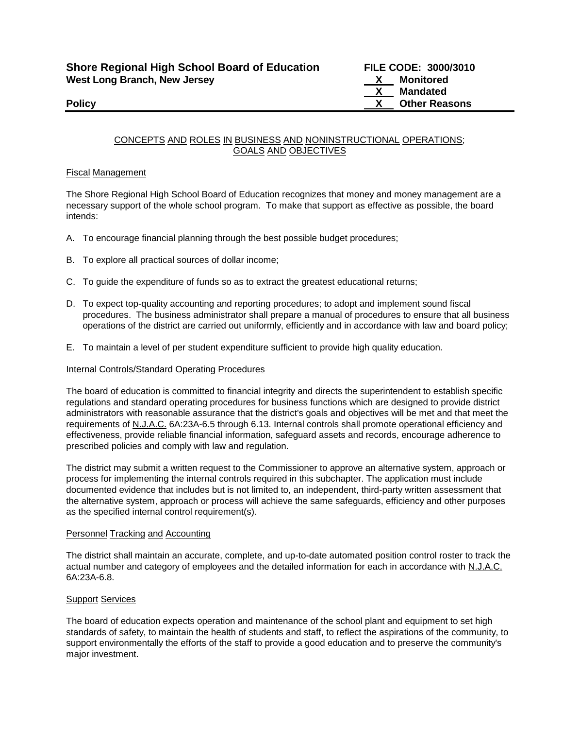**Shore Regional High School Board of Education**
**West Long Branch, New Jersey**

**Policy**

**FILE CODE: 3000/3010**
**X Monitored**
**X Mandated**
**X Other Reasons**

CONCEPTS AND ROLES IN BUSINESS AND NONINSTRUCTIONAL OPERATIONS; GOALS AND OBJECTIVES

Fiscal Management

The Shore Regional High School Board of Education recognizes that money and money management are a necessary support of the whole school program. To make that support as effective as possible, the board intends:

A. To encourage financial planning through the best possible budget procedures;

B. To explore all practical sources of dollar income;

C. To guide the expenditure of funds so as to extract the greatest educational returns;

D. To expect top-quality accounting and reporting procedures; to adopt and implement sound fiscal procedures. The business administrator shall prepare a manual of procedures to ensure that all business operations of the district are carried out uniformly, efficiently and in accordance with law and board policy;

E. To maintain a level of per student expenditure sufficient to provide high quality education.

Internal Controls/Standard Operating Procedures

The board of education is committed to financial integrity and directs the superintendent to establish specific regulations and standard operating procedures for business functions which are designed to provide district administrators with reasonable assurance that the district's goals and objectives will be met and that meet the requirements of N.J.A.C. 6A:23A-6.5 through 6.13. Internal controls shall promote operational efficiency and effectiveness, provide reliable financial information, safeguard assets and records, encourage adherence to prescribed policies and comply with law and regulation.

The district may submit a written request to the Commissioner to approve an alternative system, approach or process for implementing the internal controls required in this subchapter. The application must include documented evidence that includes but is not limited to, an independent, third-party written assessment that the alternative system, approach or process will achieve the same safeguards, efficiency and other purposes as the specified internal control requirement(s).

Personnel Tracking and Accounting

The district shall maintain an accurate, complete, and up-to-date automated position control roster to track the actual number and category of employees and the detailed information for each in accordance with N.J.A.C. 6A:23A-6.8.

Support Services

The board of education expects operation and maintenance of the school plant and equipment to set high standards of safety, to maintain the health of students and staff, to reflect the aspirations of the community, to support environmentally the efforts of the staff to provide a good education and to preserve the community's major investment.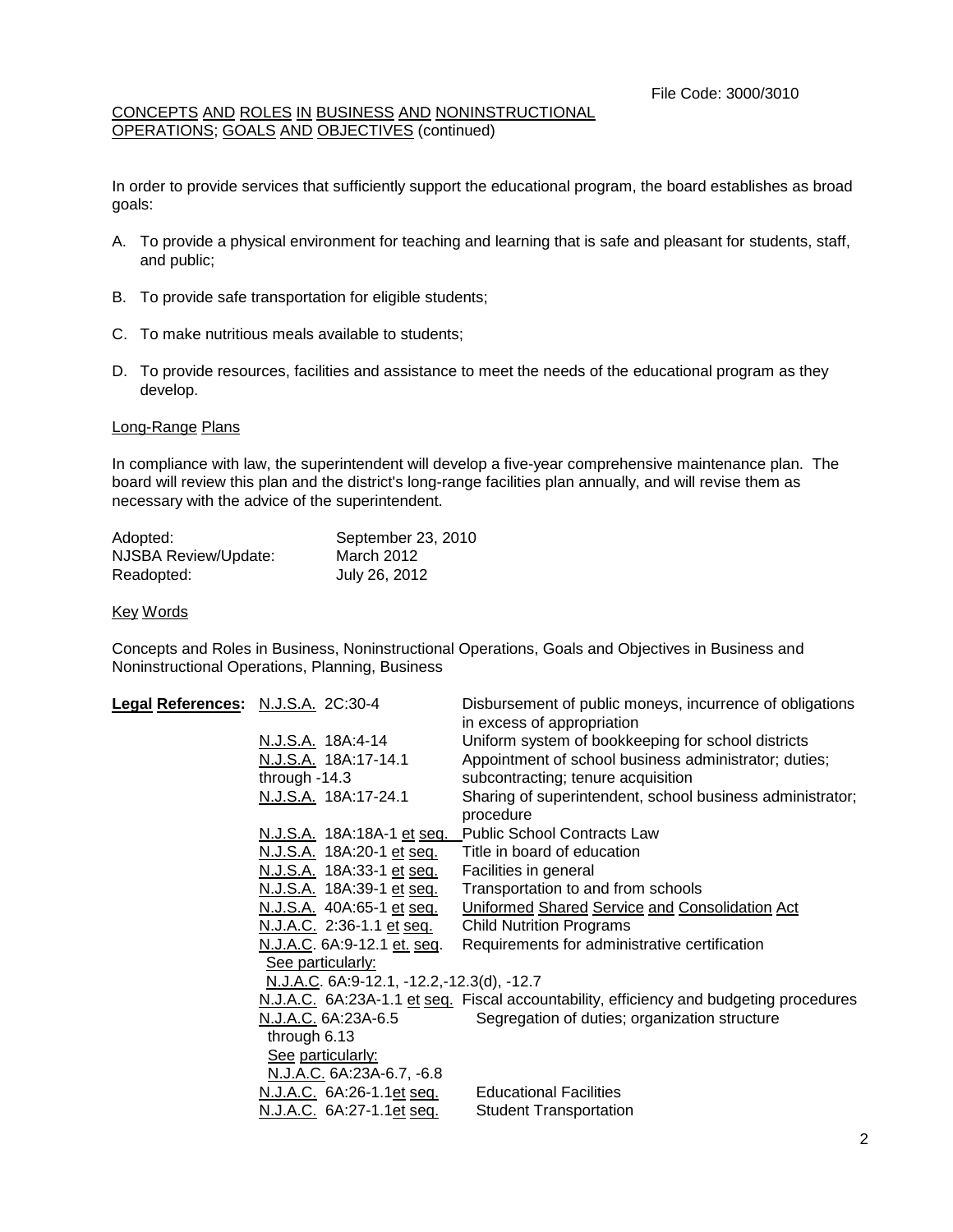File Code: 3000/3010

CONCEPTS AND ROLES IN BUSINESS AND NONINSTRUCTIONAL OPERATIONS; GOALS AND OBJECTIVES (continued)

In order to provide services that sufficiently support the educational program, the board establishes as broad goals:

A. To provide a physical environment for teaching and learning that is safe and pleasant for students, staff, and public;

B. To provide safe transportation for eligible students;

C. To make nutritious meals available to students;

D. To provide resources, facilities and assistance to meet the needs of the educational program as they develop.

Long-Range Plans

In compliance with law, the superintendent will develop a five-year comprehensive maintenance plan. The board will review this plan and the district's long-range facilities plan annually, and will revise them as necessary with the advice of the superintendent.

| | |
|---|---|
| Adopted: | September 23, 2010 |
| NJSBA Review/Update: | March 2012 |
| Readopted: | July 26, 2012 |

Key Words

Concepts and Roles in Business, Noninstructional Operations, Goals and Objectives in Business and Noninstructional Operations, Planning, Business

| **Legal References:** | | |
|---|---|---|
| | N.J.S.A. 2C:30-4 | Disbursement of public moneys, incurrence of obligations in excess of appropriation |
| | N.J.S.A. 18A:4-14 | Uniform system of bookkeeping for school districts |
| | N.J.S.A. 18A:17-14.1 through -14.3 | Appointment of school business administrator; duties; subcontracting; tenure acquisition |
| | N.J.S.A. 18A:17-24.1 | Sharing of superintendent, school business administrator; procedure |
| | N.J.S.A. 18A:18A-1 et seq. | Public School Contracts Law |
| | N.J.S.A. 18A:20-1 et seq. | Title in board of education |
| | N.J.S.A. 18A:33-1 et seq. | Facilities in general |
| | N.J.S.A. 18A:39-1 et seq. | Transportation to and from schools |
| | N.J.S.A. 40A:65-1 et seq. | Uniformed Shared Service and Consolidation Act |
| | N.J.A.C. 2:36-1.1 et seq. | Child Nutrition Programs |
| | N.J.A.C. 6A:9-12.1 et. seq. | Requirements for administrative certification |
| | See particularly: N.J.A.C. 6A:9-12.1, -12.2,-12.3(d), -12.7 | |
| | N.J.A.C. 6A:23A-1.1 et seq. | Fiscal accountability, efficiency and budgeting procedures |
| | N.J.A.C. 6A:23A-6.5 through 6.13 | Segregation of duties; organization structure |
| | See particularly: N.J.A.C. 6A:23A-6.7, -6.8 | |
| | N.J.A.C. 6A:26-1.1et seq. | Educational Facilities |
| | N.J.A.C. 6A:27-1.1et seq. | Student Transportation |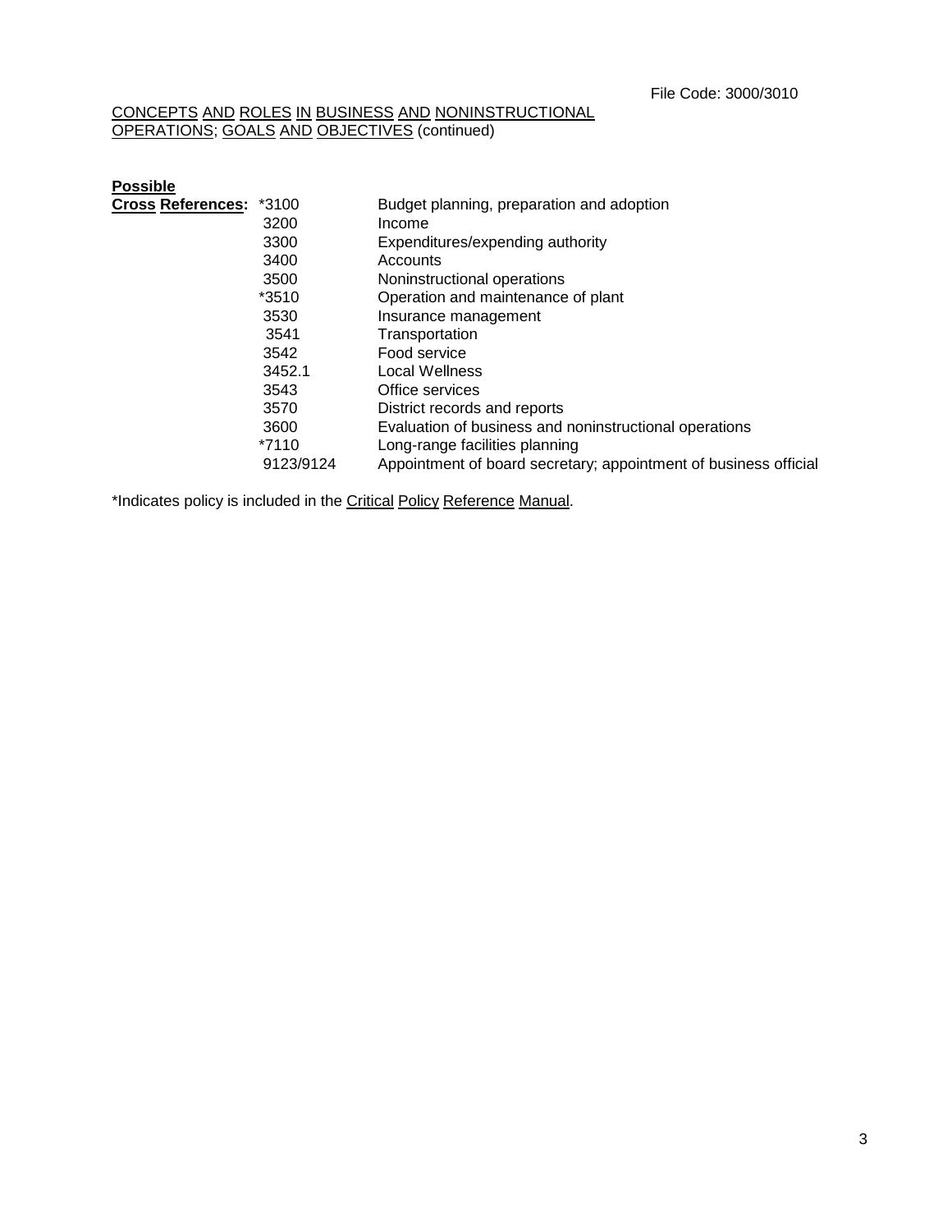File Code: 3000/3010

CONCEPTS AND ROLES IN BUSINESS AND NONINSTRUCTIONAL OPERATIONS; GOALS AND OBJECTIVES (continued)

| | | |
|---|---|---|
| **Possible Cross References:** | *3100 | Budget planning, preparation and adoption |
| | 3200 | Income |
| | 3300 | Expenditures/expending authority |
| | 3400 | Accounts |
| | 3500 | Noninstructional operations |
| | *3510 | Operation and maintenance of plant |
| | 3530 | Insurance management |
| | 3541 | Transportation |
| | 3542 | Food service |
| | 3452.1 | Local Wellness |
| | 3543 | Office services |
| | 3570 | District records and reports |
| | 3600 | Evaluation of business and noninstructional operations |
| | *7110 | Long-range facilities planning |
| | 9123/9124 | Appointment of board secretary; appointment of business official |

*Indicates policy is included in the Critical Policy Reference Manual.